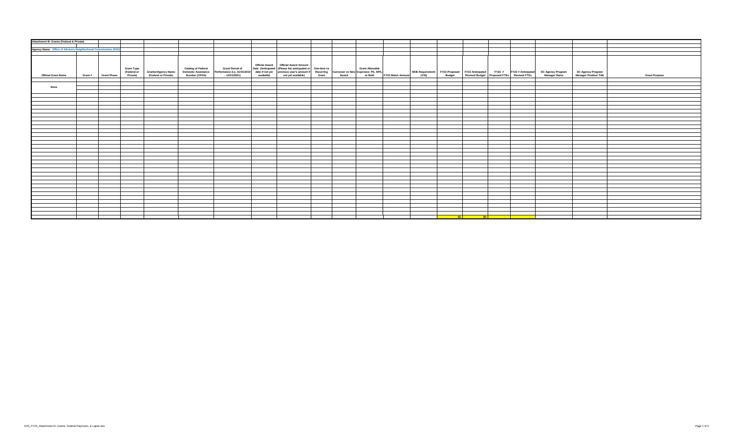**Attachment III- Grants (Federal & Private)**

**Agency Name: Office of Advisory Neighborhood Commissions (DX0)**

| Official Grant Name | Grant # | Grant Phase | Grant Type (Federal or Private) | Grantor/Agency Name (Federal or Private) | Catalog of Federal Domestic Assistance Number (CFDA) | Grant Period of Performance (i.e. 01/01/2019 - 12/31/2021) | Official Award Date (Anticipated date if not yet available) | Official Award Amount (Please list anticipated or previous year's amount if not yet available) | One-time vs Recurring Grant | Carryover vs New Award | Grant Allowable Expenses: PS, NPS, or Both | FY23 Match Amount | MOE Requirement (Y/N) | FY23 Proposed Budget | FY23 Anticipated Revised Budget | FY23 # Proposed FTEs | FY23 # Anticipated Revised FTEs | DC Agency Program Manager Name | DC Agency Program Manager Position Title | Grant Purpose |
|---|---|---|---|---|---|---|---|---|---|---|---|---|---|---|---|---|---|---|---|---|
| None | | | | | | | | | | | | | | | | | | | | |
| | | | | | | | | | | | | | | $0 | $0 | - | - | | | |

DX0_FY23_Attachment III- Grants, Federal Payments, & Lapse.xlsx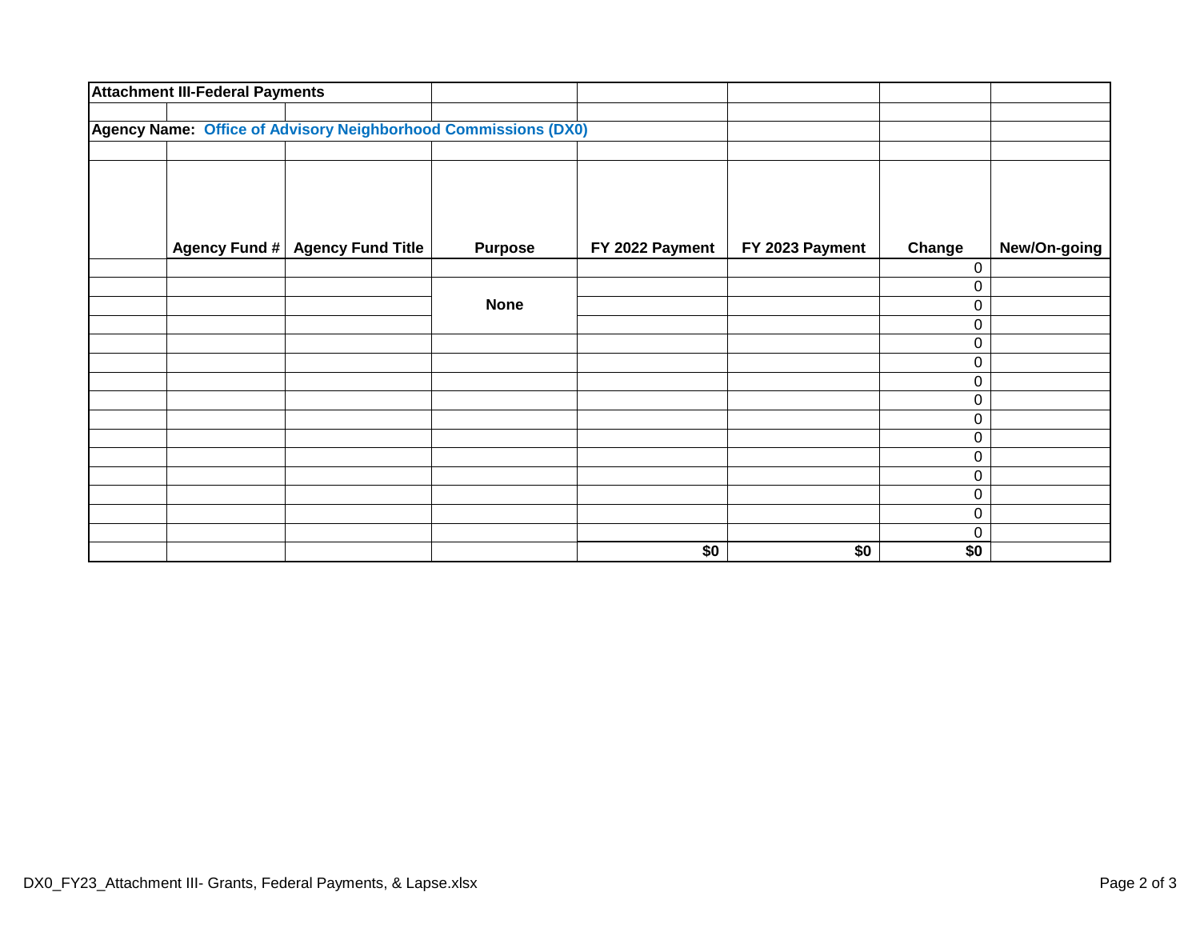**Attachment III-Federal Payments**

**Agency Name: Office of Advisory Neighborhood Commissions (DX0)**

| | Agency Fund # | Agency Fund Title | Purpose | FY 2022 Payment | FY 2023 Payment | Change | New/On-going |
|---|---|---|---|---|---|---|---|
| | | | | | | 0 | |
| | | | | | | 0 | |
| | | | **None** | | | 0 | |
| | | | | | | 0 | |
| | | | | | | 0 | |
| | | | | | | 0 | |
| | | | | | | 0 | |
| | | | | | | 0 | |
| | | | | | | 0 | |
| | | | | | | 0 | |
| | | | | | | 0 | |
| | | | | | | 0 | |
| | | | | | | 0 | |
| | | | | | | 0 | |
| | | | | | | 0 | |
| | | | | **$0** | **$0** | **$0** | |

DX0_FY23_Attachment III- Grants, Federal Payments, & Lapse.xlsx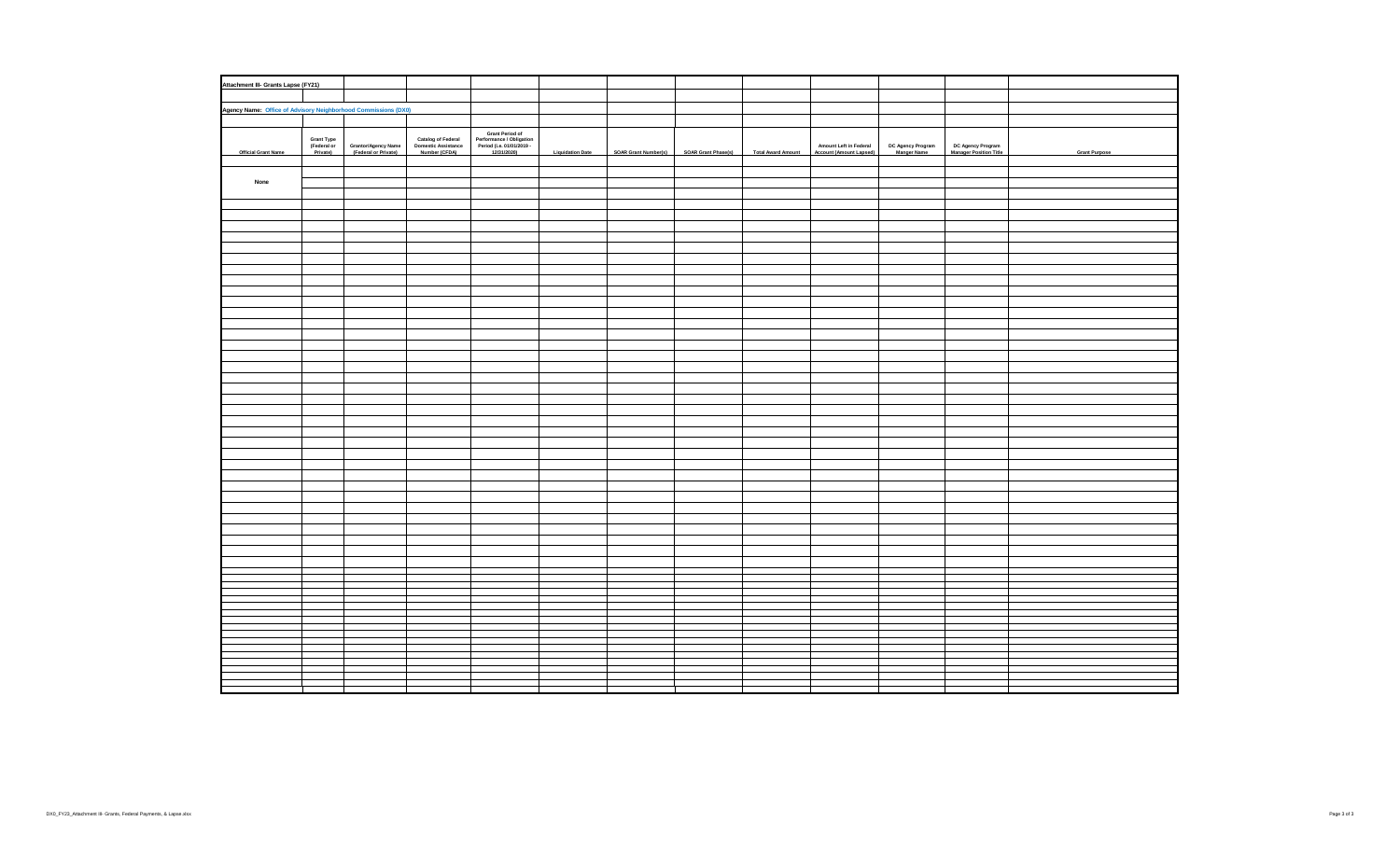**Attachment III- Grants Lapse (FY21)**

**Agency Name: Office of Advisory Neighborhood Commissions (DX0)**

| Official Grant Name | Grant Type (Federal or Private) | Grantor/Agency Name (Federal or Private) | Catelog of Federal Domestic Assistance Number (CFDA) | Grant Period of Performance / Obligation Period (i.e. 01/01/2019 - 12/31/2020) | Liquidation Date | SOAR Grant Number(s) | SOAR Grant Phase(s) | Total Award Amount | Amount Left in Federal Account (Amount Lapsed) | DC Agency Program Manger Name | DC Agency Program Manager Position Title | Grant Purpose |
|---|---|---|---|---|---|---|---|---|---|---|---|---|
| None | | | | | | | | | | | | |